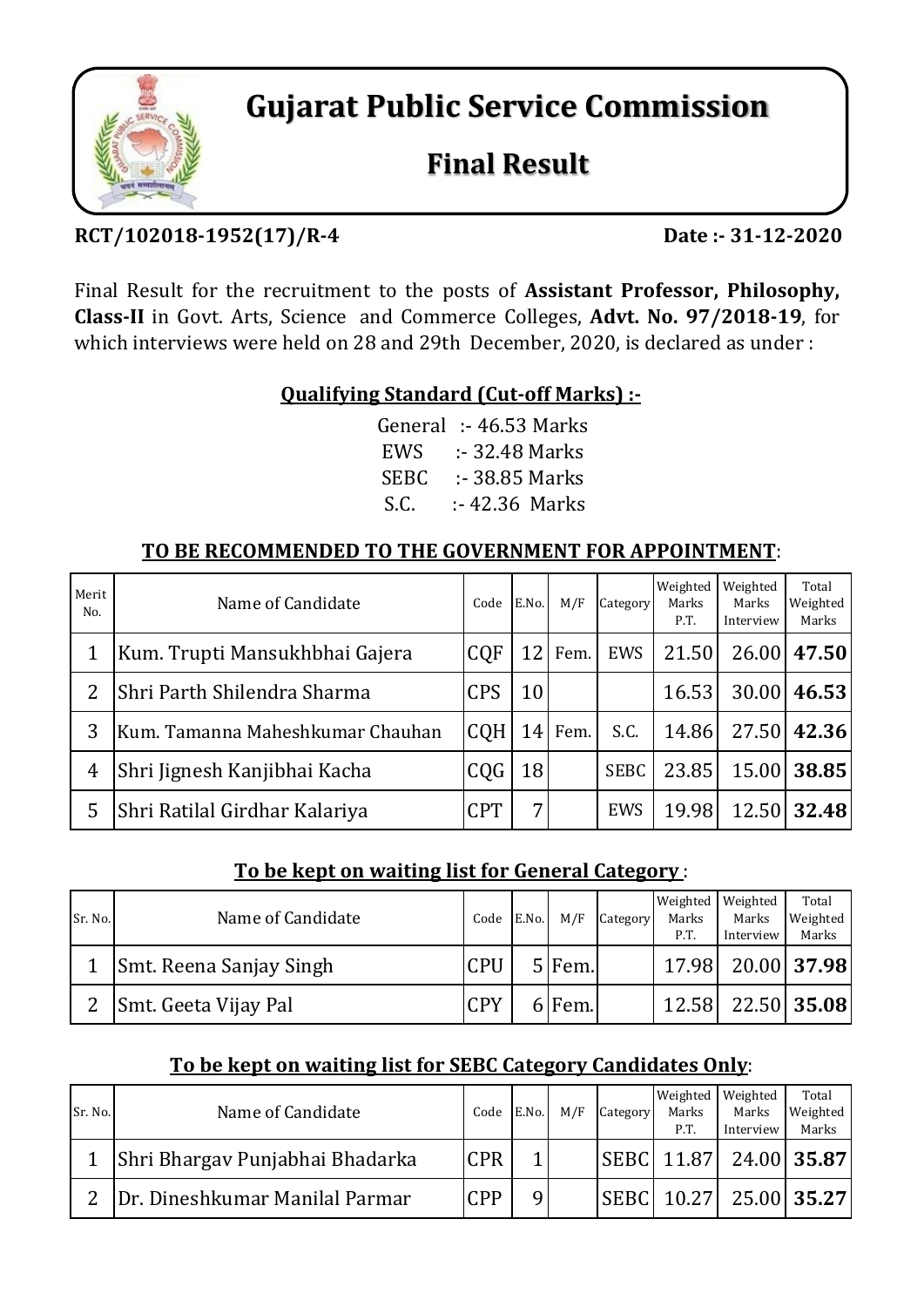# Gujarat Public Service Commission

## Final Result

**RCT/102018-1952(17)/R-4** **Date :- 31-12-2020**

Final Result for the recruitment to the posts of **Assistant Professor, Philosophy, Class-II** in Govt. Arts, Science and Commerce Colleges, **Advt. No. 97/2018-19**, for which interviews were held on 28 and 29th December, 2020, is declared as under :

**Qualifying Standard (Cut-off Marks) :-**

General :- 46.53 Marks
EWS :- 32.48 Marks
SEBC :- 38.85 Marks
S.C. :- 42.36 Marks

**TO BE RECOMMENDED TO THE GOVERNMENT FOR APPOINTMENT**:

| Merit No. | Name of Candidate | Code | E.No. | M/F | Category | Weighted Marks P.T. | Weighted Marks Interview | Total Weighted Marks |
|---|---|---|---|---|---|---|---|---|
| 1 | Kum. Trupti Mansukhbhai Gajera | CQF | 12 | Fem. | EWS | 21.50 | 26.00 | **47.50** |
| 2 | Shri Parth Shilendra Sharma | CPS | 10 | | | 16.53 | 30.00 | **46.53** |
| 3 | Kum. Tamanna Maheshkumar Chauhan | CQH | 14 | Fem. | S.C. | 14.86 | 27.50 | **42.36** |
| 4 | Shri Jignesh Kanjibhai Kacha | CQG | 18 | | SEBC | 23.85 | 15.00 | **38.85** |
| 5 | Shri Ratilal Girdhar Kalariya | CPT | 7 | | EWS | 19.98 | 12.50 | **32.48** |

**To be kept on waiting list for General Category** :

| Sr. No. | Name of Candidate | Code | E.No. | M/F | Category | Weighted Marks P.T. | Weighted Marks Interview | Total Weighted Marks |
|---|---|---|---|---|---|---|---|---|
| 1 | Smt. Reena Sanjay Singh | CPU | 5 | Fem. | | 17.98 | 20.00 | **37.98** |
| 2 | Smt. Geeta Vijay Pal | CPY | 6 | Fem. | | 12.58 | 22.50 | **35.08** |

**To be kept on waiting list for SEBC Category Candidates Only**:

| Sr. No. | Name of Candidate | Code | E.No. | M/F | Category | Weighted Marks P.T. | Weighted Marks Interview | Total Weighted Marks |
|---|---|---|---|---|---|---|---|---|
| 1 | Shri Bhargav Punjabhai Bhadarka | CPR | 1 | | SEBC | 11.87 | 24.00 | **35.87** |
| 2 | Dr. Dineshkumar Manilal Parmar | CPP | 9 | | SEBC | 10.27 | 25.00 | **35.27** |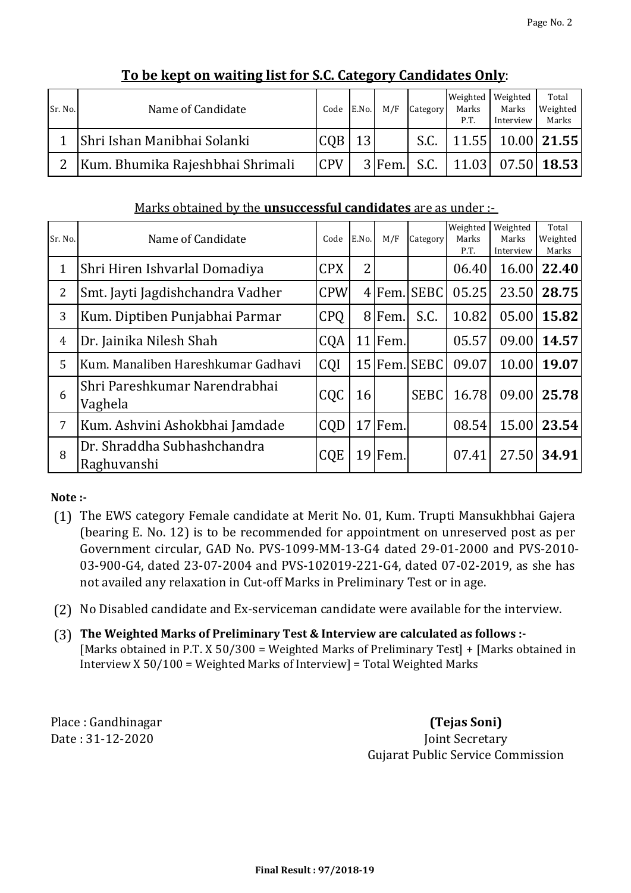## **To be kept on waiting list for S.C. Category Candidates Only**:

| Sr. No. | Name of Candidate | Code | E.No. | M/F | Category | Weighted Marks P.T. | Weighted Marks Interview | Total Weighted Marks |
|---|---|---|---|---|---|---|---|---|
| 1 | Shri Ishan Manibhai Solanki | CQB | 13 | | S.C. | 11.55 | 10.00 | **21.55** |
| 2 | Kum. Bhumika Rajeshbhai Shrimali | CPV | 3 | Fem. | S.C. | 11.03 | 07.50 | **18.53** |

Marks obtained by the **unsuccessful candidates** are as under :-

| Sr. No. | Name of Candidate | Code | E.No. | M/F | Category | Weighted Marks P.T. | Weighted Marks Interview | Total Weighted Marks |
|---|---|---|---|---|---|---|---|---|
| 1 | Shri Hiren Ishvarlal Domadiya | CPX | 2 | | | 06.40 | 16.00 | **22.40** |
| 2 | Smt. Jayti Jagdishchandra Vadher | CPW | 4 | Fem. | SEBC | 05.25 | 23.50 | **28.75** |
| 3 | Kum. Diptiben Punjabhai Parmar | CPQ | 8 | Fem. | S.C. | 10.82 | 05.00 | **15.82** |
| 4 | Dr. Jainika Nilesh Shah | CQA | 11 | Fem. | | 05.57 | 09.00 | **14.57** |
| 5 | Kum. Manaliben Hareshkumar Gadhavi | CQI | 15 | Fem. | SEBC | 09.07 | 10.00 | **19.07** |
| 6 | Shri Pareshkumar Narendrabhai Vaghela | CQC | 16 | | SEBC | 16.78 | 09.00 | **25.78** |
| 7 | Kum. Ashvini Ashokbhai Jamdade | CQD | 17 | Fem. | | 08.54 | 15.00 | **23.54** |
| 8 | Dr. Shraddha Subhashchandra Raghuvanshi | CQE | 19 | Fem. | | 07.41 | 27.50 | **34.91** |

**Note :-**

(1) The EWS category Female candidate at Merit No. 01, Kum. Trupti Mansukhbhai Gajera (bearing E. No. 12) is to be recommended for appointment on unreserved post as per Government circular, GAD No. PVS-1099-MM-13-G4 dated 29-01-2000 and PVS-2010-03-900-G4, dated 23-07-2004 and PVS-102019-221-G4, dated 07-02-2019, as she has not availed any relaxation in Cut-off Marks in Preliminary Test or in age.

(2) No Disabled candidate and Ex-serviceman candidate were available for the interview.

(3) **The Weighted Marks of Preliminary Test & Interview are calculated as follows :-**
[Marks obtained in P.T. X 50/300 = Weighted Marks of Preliminary Test] + [Marks obtained in Interview X 50/100 = Weighted Marks of Interview] = Total Weighted Marks

Place : Gandhinagar
Date : 31-12-2020

**(Tejas Soni)**
Joint Secretary
Gujarat Public Service Commission

**Final Result : 97/2018-19**